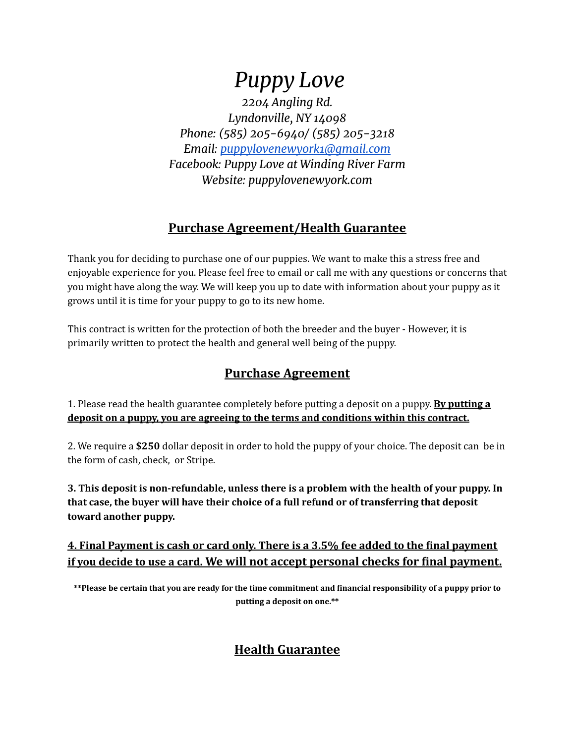# *Puppy Love*

*2204 Angling Rd.*
*Lyndonville, NY 14098*
*Phone: (585) 205-6940/ (585) 205-3218*
*Email: puppylovenewyork1@gmail.com*
*Facebook: Puppy Love at Winding River Farm*
*Website: puppylovenewyork.com*

## Purchase Agreement/Health Guarantee

Thank you for deciding to purchase one of our puppies. We want to make this a stress free and enjoyable experience for you. Please feel free to email or call me with any questions or concerns that you might have along the way. We will keep you up to date with information about your puppy as it grows until it is time for your puppy to go to its new home.

This contract is written for the protection of both the breeder and the buyer - However, it is primarily written to protect the health and general well being of the puppy.

## Purchase Agreement

1. Please read the health guarantee completely before putting a deposit on a puppy. **By putting a deposit on a puppy, you are agreeing to the terms and conditions within this contract.**

2. We require a **$250** dollar deposit in order to hold the puppy of your choice. The deposit can be in the form of cash, check, or Stripe.

**3. This deposit is non-refundable, unless there is a problem with the health of your puppy. In that case, the buyer will have their choice of a full refund or of transferring that deposit toward another puppy.**

**4. Final Payment is cash or card only. There is a 3.5% fee added to the final payment if you decide to use a card. We will not accept personal checks for final payment.**

**\*\*Please be certain that you are ready for the time commitment and financial responsibility of a puppy prior to putting a deposit on one.\*\***

## Health Guarantee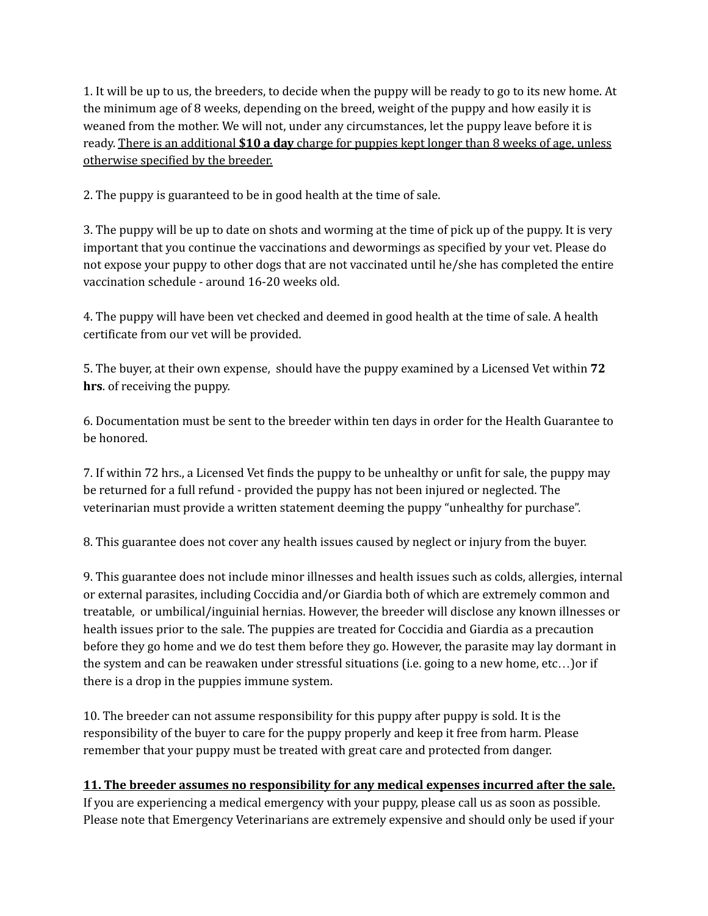1. It will be up to us, the breeders, to decide when the puppy will be ready to go to its new home. At the minimum age of 8 weeks, depending on the breed, weight of the puppy and how easily it is weaned from the mother. We will not, under any circumstances, let the puppy leave before it is ready. <u>There is an additional **$10 a day** charge for puppies kept longer than 8 weeks of age, unless otherwise specified by the breeder.</u>

2. The puppy is guaranteed to be in good health at the time of sale.

3. The puppy will be up to date on shots and worming at the time of pick up of the puppy. It is very important that you continue the vaccinations and dewormings as specified by your vet. Please do not expose your puppy to other dogs that are not vaccinated until he/she has completed the entire vaccination schedule - around 16-20 weeks old.

4. The puppy will have been vet checked and deemed in good health at the time of sale. A health certificate from our vet will be provided.

5. The buyer, at their own expense, should have the puppy examined by a Licensed Vet within **72 hrs**. of receiving the puppy.

6. Documentation must be sent to the breeder within ten days in order for the Health Guarantee to be honored.

7. If within 72 hrs., a Licensed Vet finds the puppy to be unhealthy or unfit for sale, the puppy may be returned for a full refund - provided the puppy has not been injured or neglected. The veterinarian must provide a written statement deeming the puppy "unhealthy for purchase".

8. This guarantee does not cover any health issues caused by neglect or injury from the buyer.

9. This guarantee does not include minor illnesses and health issues such as colds, allergies, internal or external parasites, including Coccidia and/or Giardia both of which are extremely common and treatable, or umbilical/inguinial hernias. However, the breeder will disclose any known illnesses or health issues prior to the sale. The puppies are treated for Coccidia and Giardia as a precaution before they go home and we do test them before they go. However, the parasite may lay dormant in the system and can be reawaken under stressful situations (i.e. going to a new home, etc…)or if there is a drop in the puppies immune system.

10. The breeder can not assume responsibility for this puppy after puppy is sold. It is the responsibility of the buyer to care for the puppy properly and keep it free from harm. Please remember that your puppy must be treated with great care and protected from danger.

<u>**11. The breeder assumes no responsibility for any medical expenses incurred after the sale.**</u> If you are experiencing a medical emergency with your puppy, please call us as soon as possible. Please note that Emergency Veterinarians are extremely expensive and should only be used if your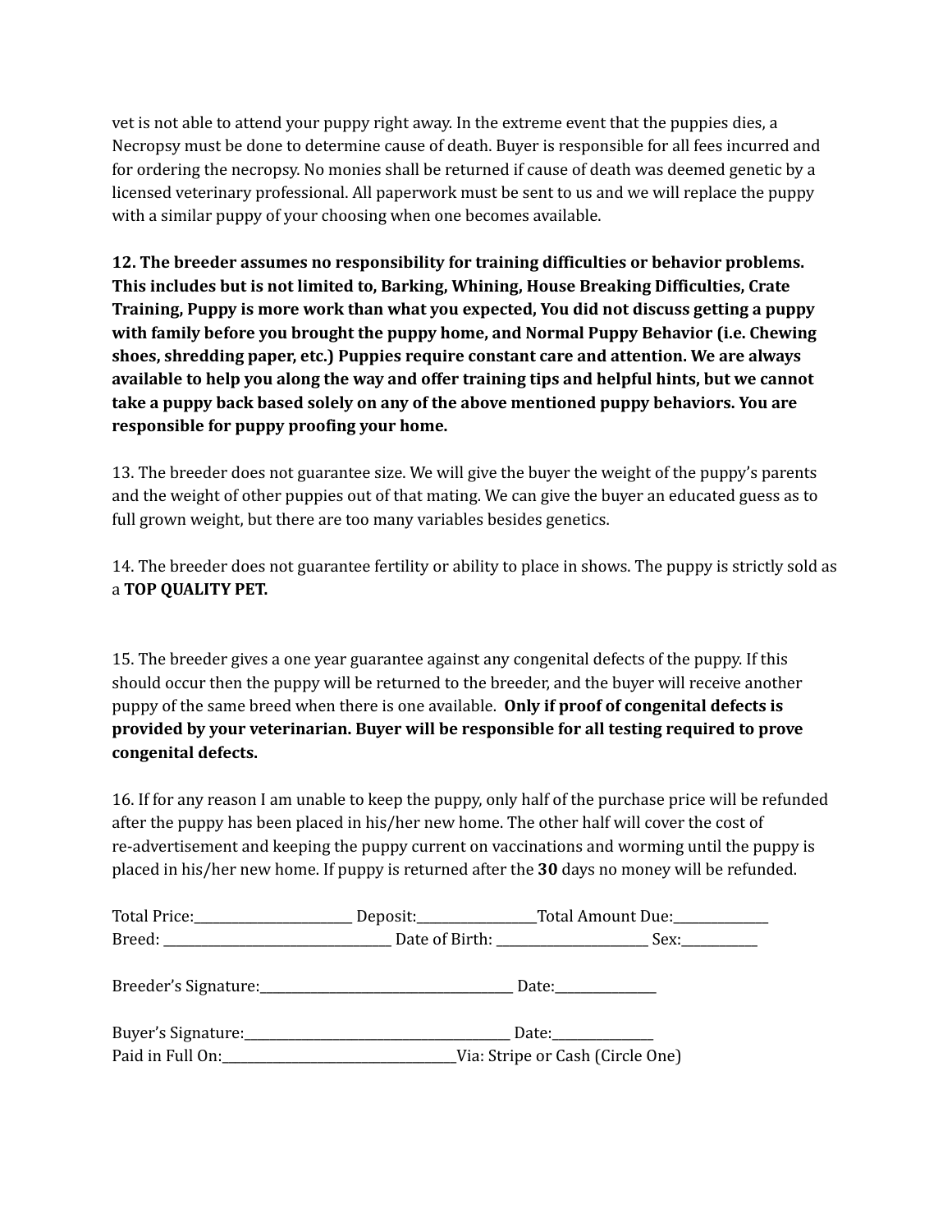vet is not able to attend your puppy right away. In the extreme event that the puppies dies, a Necropsy must be done to determine cause of death. Buyer is responsible for all fees incurred and for ordering the necropsy. No monies shall be returned if cause of death was deemed genetic by a licensed veterinary professional. All paperwork must be sent to us and we will replace the puppy with a similar puppy of your choosing when one becomes available.

**12. The breeder assumes no responsibility for training difficulties or behavior problems. This includes but is not limited to, Barking, Whining, House Breaking Difficulties, Crate Training, Puppy is more work than what you expected, You did not discuss getting a puppy with family before you brought the puppy home, and Normal Puppy Behavior (i.e. Chewing shoes, shredding paper, etc.) Puppies require constant care and attention. We are always available to help you along the way and offer training tips and helpful hints, but we cannot take a puppy back based solely on any of the above mentioned puppy behaviors. You are responsible for puppy proofing your home.**

13. The breeder does not guarantee size. We will give the buyer the weight of the puppy's parents and the weight of other puppies out of that mating. We can give the buyer an educated guess as to full grown weight, but there are too many variables besides genetics.

14. The breeder does not guarantee fertility or ability to place in shows. The puppy is strictly sold as a **TOP QUALITY PET.**

15. The breeder gives a one year guarantee against any congenital defects of the puppy. If this should occur then the puppy will be returned to the breeder, and the buyer will receive another puppy of the same breed when there is one available. **Only if proof of congenital defects is provided by your veterinarian. Buyer will be responsible for all testing required to prove congenital defects.**

16. If for any reason I am unable to keep the puppy, only half of the purchase price will be refunded after the puppy has been placed in his/her new home. The other half will cover the cost of re-advertisement and keeping the puppy current on vaccinations and worming until the puppy is placed in his/her new home. If puppy is returned after the **30** days no money will be refunded.

Total Price:________________________ Deposit:_________________Total Amount Due:______________
Breed: _________________________________ Date of Birth: ______________________ Sex:___________

Breeder's Signature:_____________________________________ Date:_______________

Buyer's Signature:______________________________________ Date:_______________
Paid in Full On:__________________________________Via: Stripe or Cash (Circle One)